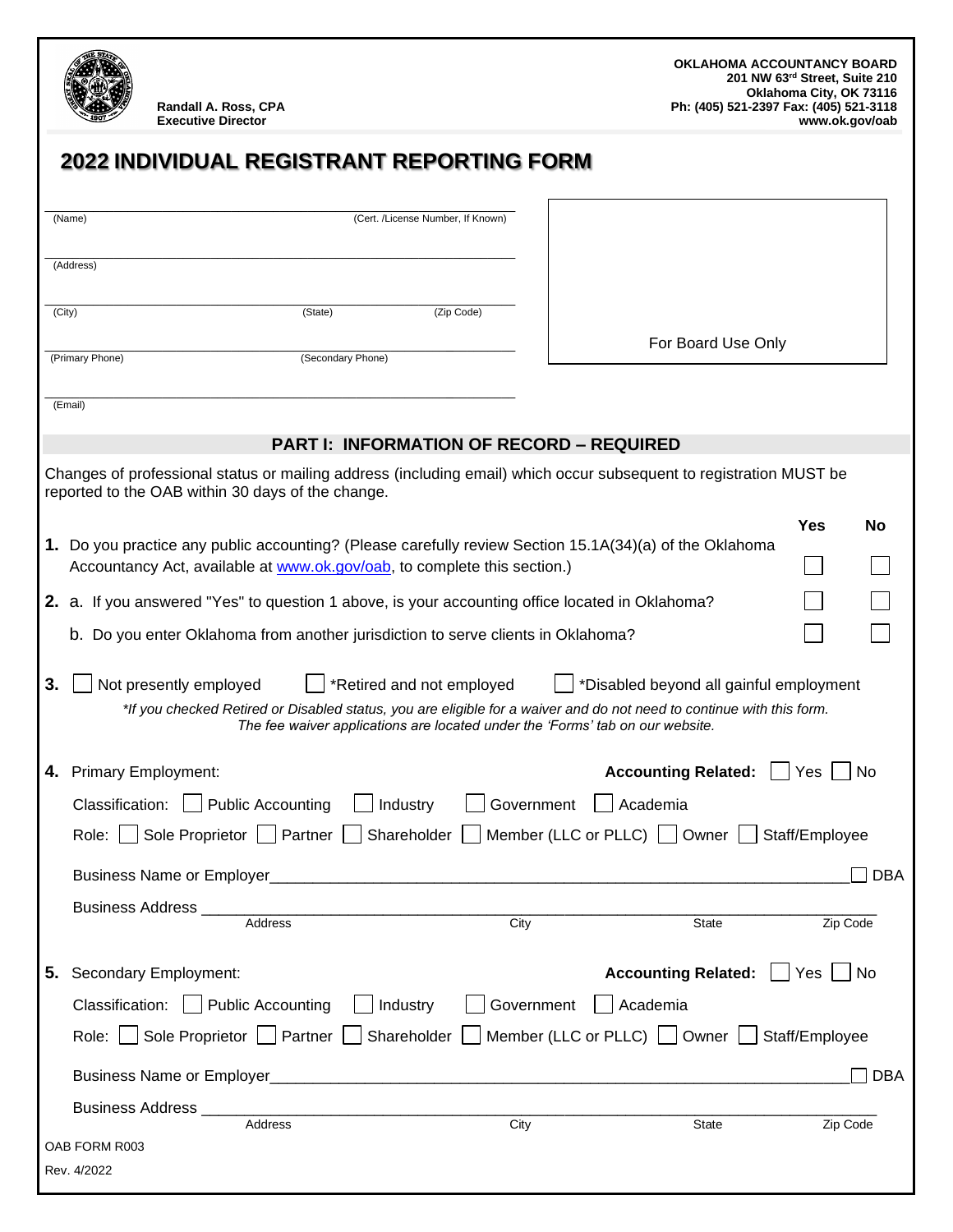Randall A. Ross, CPA
Executive Director

**OKLAHOMA ACCOUNTANCY BOARD**
**201 NW 63rd Street, Suite 210**
**Oklahoma City, OK 73116**
**Ph: (405) 521-2397 Fax: (405) 521-3118**
**www.ok.gov/oab**

# 2022 INDIVIDUAL REGISTRANT REPORTING FORM

_______________________________________________
(Name) (Cert. /License Number, If Known)

_______________________________________________
(Address)

_______________________________________________
(City) (State) (Zip Code)

_______________________________________________
(Primary Phone) (Secondary Phone)

_______________________________________________
(Email)

For Board Use Only

## PART I: INFORMATION OF RECORD – REQUIRED

Changes of professional status or mailing address (including email) which occur subsequent to registration MUST be reported to the OAB within 30 days of the change.

| | | Yes | No |
|---|---|---|---|
| **1.** | Do you practice any public accounting? (Please carefully review Section 15.1A(34)(a) of the Oklahoma Accountancy Act, available at www.ok.gov/oab, to complete this section.) | ☐ | ☐ |
| **2.** | a. If you answered "Yes" to question 1 above, is your accounting office located in Oklahoma? | ☐ | ☐ |
| | b. Do you enter Oklahoma from another jurisdiction to serve clients in Oklahoma? | ☐ | ☐ |

**3.** ☐ Not presently employed ☐ *Retired and not employed ☐ *Disabled beyond all gainful employment

*\*If you checked Retired or Disabled status, you are eligible for a waiver and do not need to continue with this form. The fee waiver applications are located under the 'Forms' tab on our website.*

**4.** Primary Employment: **Accounting Related:** ☐ Yes ☐ No

Classification: ☐ Public Accounting ☐ Industry ☐ Government ☐ Academia

Role: ☐ Sole Proprietor ☐ Partner ☐ Shareholder ☐ Member (LLC or PLLC) ☐ Owner ☐ Staff/Employee

Business Name or Employer_______________________________________________ ☐ DBA

Business Address _______________________________________________
Address City State Zip Code

**5.** Secondary Employment: **Accounting Related:** ☐ Yes ☐ No

Classification: ☐ Public Accounting ☐ Industry ☐ Government ☐ Academia

Role: ☐ Sole Proprietor ☐ Partner ☐ Shareholder ☐ Member (LLC or PLLC) ☐ Owner ☐ Staff/Employee

Business Name or Employer_______________________________________________ ☐ DBA

Business Address _______________________________________________
Address City State Zip Code

OAB FORM R003
Rev. 4/2022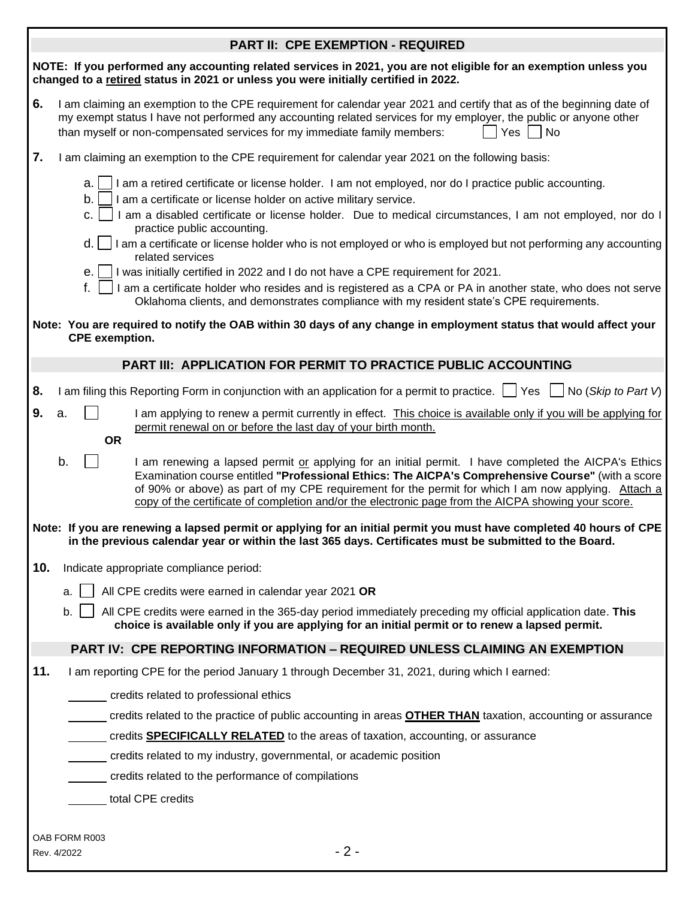## PART II: CPE EXEMPTION - REQUIRED

**NOTE: If you performed any accounting related services in 2021, you are not eligible for an exemption unless you changed to a retired status in 2021 or unless you were initially certified in 2022.**

**6.** I am claiming an exemption to the CPE requirement for calendar year 2021 and certify that as of the beginning date of my exempt status I have not performed any accounting related services for my employer, the public or anyone other than myself or non-compensated services for my immediate family members: ☐ Yes ☐ No

**7.** I am claiming an exemption to the CPE requirement for calendar year 2021 on the following basis:

- a. ☐ I am a retired certificate or license holder. I am not employed, nor do I practice public accounting.
- b. ☐ I am a certificate or license holder on active military service.
- c. ☐ I am a disabled certificate or license holder. Due to medical circumstances, I am not employed, nor do I practice public accounting.
- d. ☐ I am a certificate or license holder who is not employed or who is employed but not performing any accounting related services
- e. ☐ I was initially certified in 2022 and I do not have a CPE requirement for 2021.
- f. ☐ I am a certificate holder who resides and is registered as a CPA or PA in another state, who does not serve Oklahoma clients, and demonstrates compliance with my resident state's CPE requirements.

**Note: You are required to notify the OAB within 30 days of any change in employment status that would affect your CPE exemption.**

## PART III: APPLICATION FOR PERMIT TO PRACTICE PUBLIC ACCOUNTING

**8.** I am filing this Reporting Form in conjunction with an application for a permit to practice. ☐ Yes ☐ No (*Skip to Part V*)

**9.** a. ☐ I am applying to renew a permit currently in effect. This choice is available only if you will be applying for permit renewal on or before the last day of your birth month.

**OR**

b. ☐ I am renewing a lapsed permit or applying for an initial permit. I have completed the AICPA's Ethics Examination course entitled **"Professional Ethics: The AICPA's Comprehensive Course"** (with a score of 90% or above) as part of my CPE requirement for the permit for which I am now applying. Attach a copy of the certificate of completion and/or the electronic page from the AICPA showing your score.

**Note: If you are renewing a lapsed permit or applying for an initial permit you must have completed 40 hours of CPE in the previous calendar year or within the last 365 days. Certificates must be submitted to the Board.**

**10.** Indicate appropriate compliance period:

- a. ☐ All CPE credits were earned in calendar year 2021 **OR**
- b. ☐ All CPE credits were earned in the 365-day period immediately preceding my official application date. **This choice is available only if you are applying for an initial permit or to renew a lapsed permit.**

## PART IV: CPE REPORTING INFORMATION – REQUIRED UNLESS CLAIMING AN EXEMPTION

**11.** I am reporting CPE for the period January 1 through December 31, 2021, during which I earned:

______ credits related to professional ethics

______ credits related to the practice of public accounting in areas **OTHER THAN** taxation, accounting or assurance

______ credits **SPECIFICALLY RELATED** to the areas of taxation, accounting, or assurance

______ credits related to my industry, governmental, or academic position

______ credits related to the performance of compilations

______ total CPE credits

OAB FORM R003
Rev. 4/2022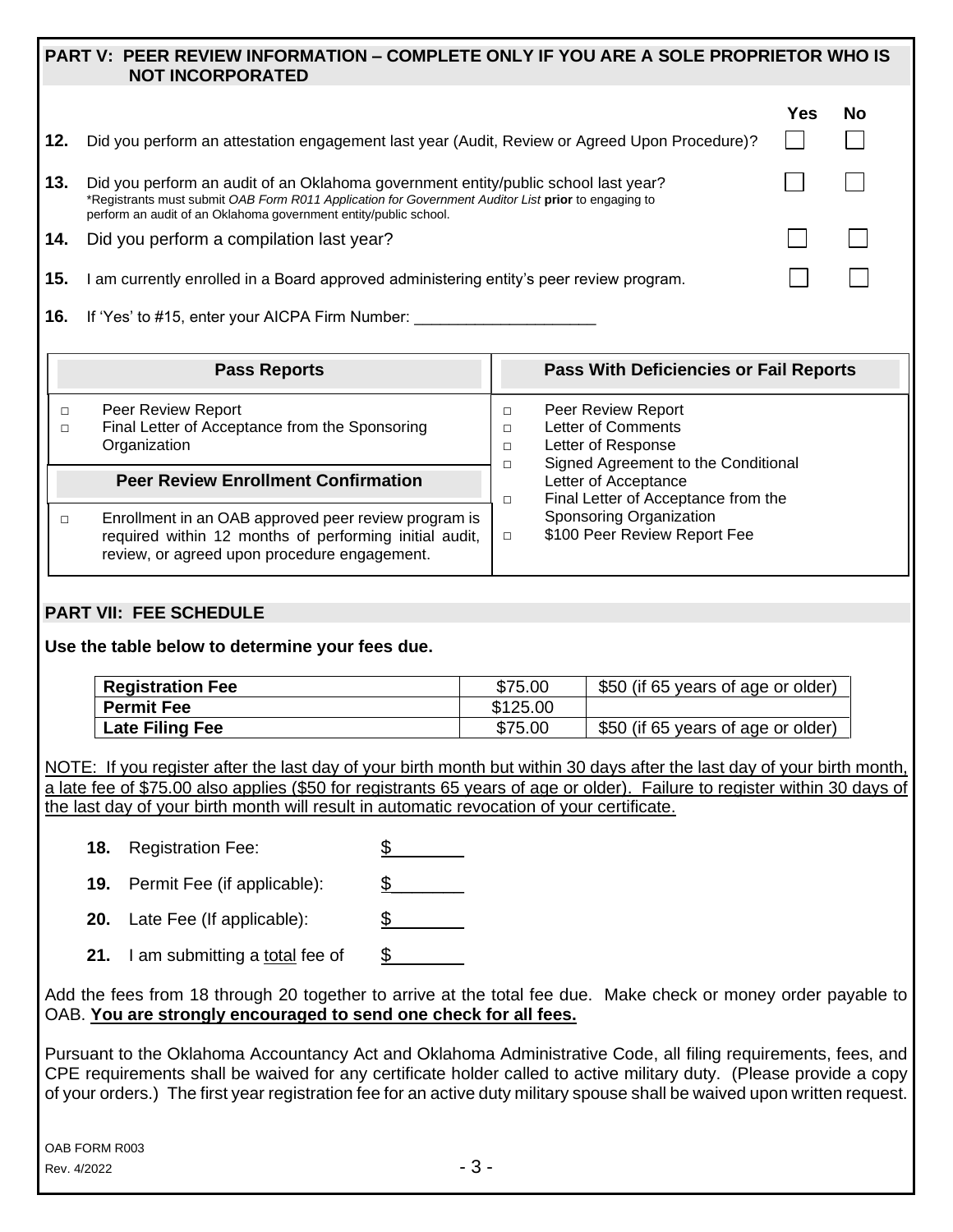## PART V: PEER REVIEW INFORMATION – COMPLETE ONLY IF YOU ARE A SOLE PROPRIETOR WHO IS NOT INCORPORATED

| | | Yes | No |
|---|---|---|---|
| **12.** | Did you perform an attestation engagement last year (Audit, Review or Agreed Upon Procedure)? | ☐ | ☐ |
| **13.** | Did you perform an audit of an Oklahoma government entity/public school last year? *Registrants must submit *OAB Form R011 Application for Government Auditor List* **prior** to engaging to perform an audit of an Oklahoma government entity/public school. | ☐ | ☐ |
| **14.** | Did you perform a compilation last year? | ☐ | ☐ |
| **15.** | I am currently enrolled in a Board approved administering entity's peer review program. | ☐ | ☐ |

**16.** If 'Yes' to #15, enter your AICPA Firm Number: ____________________

| Pass Reports | Pass With Deficiencies or Fail Reports |
|---|---|
| □ Peer Review Report<br>□ Final Letter of Acceptance from the Sponsoring Organization | □ Peer Review Report<br>□ Letter of Comments<br>□ Letter of Response<br>□ Signed Agreement to the Conditional Letter of Acceptance<br>□ Final Letter of Acceptance from the Sponsoring Organization<br>□ \$100 Peer Review Report Fee |
| **Peer Review Enrollment Confirmation** | |
| □ Enrollment in an OAB approved peer review program is required within 12 months of performing initial audit, review, or agreed upon procedure engagement. | |

## PART VII: FEE SCHEDULE

**Use the table below to determine your fees due.**

| | | |
|---|---|---|
| **Registration Fee** | \$75.00 | \$50 (if 65 years of age or older) |
| **Permit Fee** | \$125.00 | |
| **Late Filing Fee** | \$75.00 | \$50 (if 65 years of age or older) |

NOTE: If you register after the last day of your birth month but within 30 days after the last day of your birth month, a late fee of \$75.00 also applies (\$50 for registrants 65 years of age or older). Failure to register within 30 days of the last day of your birth month will result in automatic revocation of your certificate.

**18.** Registration Fee: \$________

**19.** Permit Fee (if applicable): \$________

**20.** Late Fee (If applicable): \$________

**21.** I am submitting a total fee of \$________

Add the fees from 18 through 20 together to arrive at the total fee due. Make check or money order payable to OAB. **You are strongly encouraged to send one check for all fees.**

Pursuant to the Oklahoma Accountancy Act and Oklahoma Administrative Code, all filing requirements, fees, and CPE requirements shall be waived for any certificate holder called to active military duty. (Please provide a copy of your orders.) The first year registration fee for an active duty military spouse shall be waived upon written request.

OAB FORM R003
Rev. 4/2022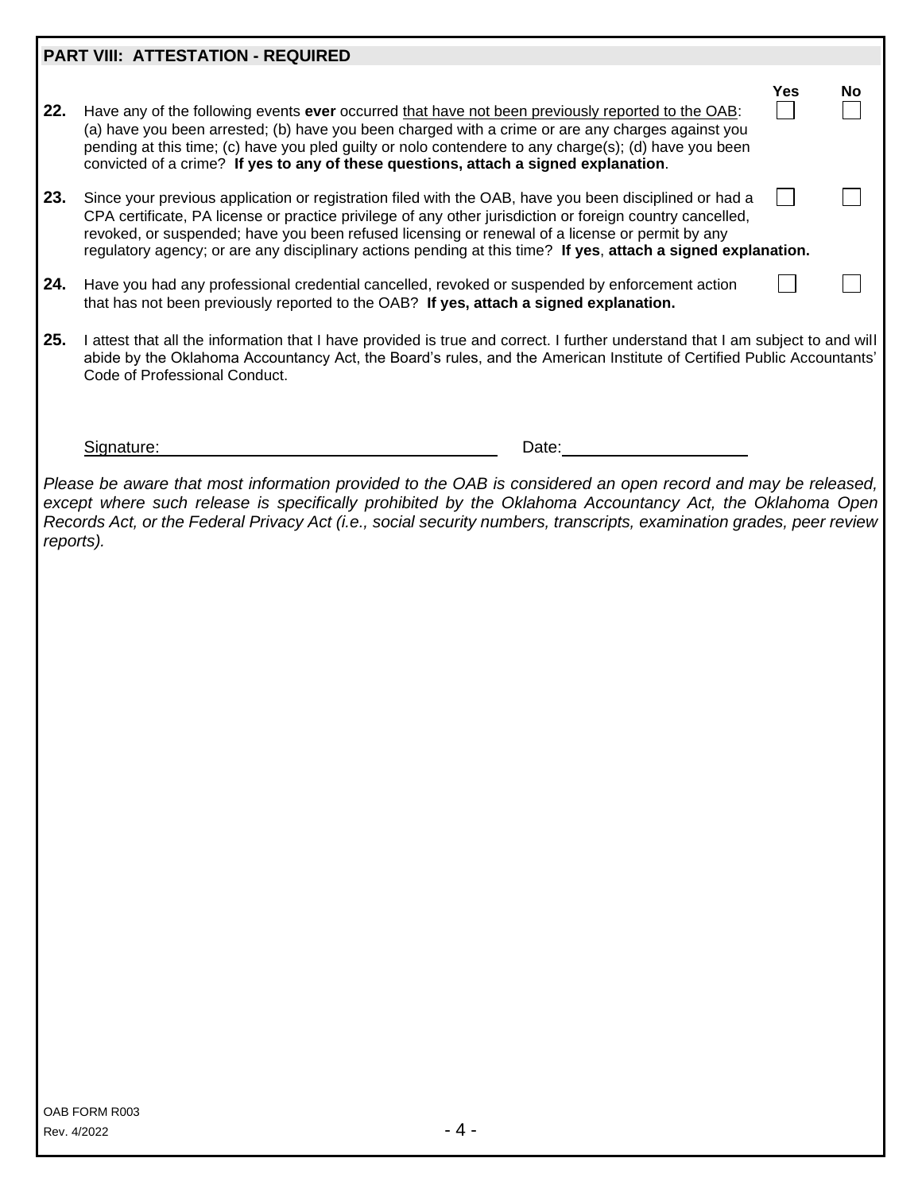## PART VIII: ATTESTATION - REQUIRED

| | | Yes | No |
|---|---|---|---|
| **22.** | Have any of the following events **ever** occurred <u>that have not been previously reported to the OAB</u>: (a) have you been arrested; (b) have you been charged with a crime or are any charges against you pending at this time; (c) have you pled guilty or nolo contendere to any charge(s); (d) have you been convicted of a crime? **If yes to any of these questions, attach a signed explanation**. | ☐ | ☐ |
| **23.** | Since your previous application or registration filed with the OAB, have you been disciplined or had a CPA certificate, PA license or practice privilege of any other jurisdiction or foreign country cancelled, revoked, or suspended; have you been refused licensing or renewal of a license or permit by any regulatory agency; or are any disciplinary actions pending at this time? **If yes**, **attach a signed explanation.** | ☐ | ☐ |
| **24.** | Have you had any professional credential cancelled, revoked or suspended by enforcement action that has not been previously reported to the OAB? **If yes, attach a signed explanation.** | ☐ | ☐ |

**25.** I attest that all the information that I have provided is true and correct. I further understand that I am subject to and will abide by the Oklahoma Accountancy Act, the Board's rules, and the American Institute of Certified Public Accountants' Code of Professional Conduct.

Signature: ________________________________ Date: ____________________

*Please be aware that most information provided to the OAB is considered an open record and may be released, except where such release is specifically prohibited by the Oklahoma Accountancy Act, the Oklahoma Open Records Act, or the Federal Privacy Act (i.e., social security numbers, transcripts, examination grades, peer review reports).*

OAB FORM R003
Rev. 4/2022